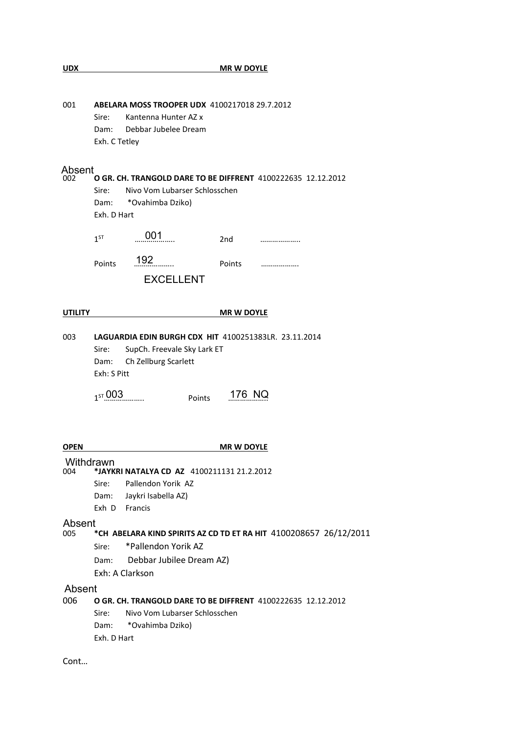**UDX** **MR W DOYLE**

001 **ABELARA MOSS TROOPER UDX** 4100217018 29.7.2012
Sire: Kantenna Hunter AZ x
Dam: Debbar Jubelee Dream
Exh. C Tetley

Absent
002 **O GR. CH. TRANGOLD DARE TO BE DIFFRENT** 4100222635 12.12.2012
Sire: Nivo Vom Lubarser Schlosschen
Dam: *Ovahimba Dziko)
Exh. D Hart

1ST 001 2nd ………………..

Points 192 Points ………………

EXCELLENT

**UTILITY** **MR W DOYLE**

003 **LAGUARDIA EDIN BURGH CDX HIT** 4100251383LR. 23.11.2014
Sire: SupCh. Freevale Sky Lark ET
Dam: Ch Zellburg Scarlett
Exh: S Pitt

1ST 003 Points 176 NQ

**OPEN** **MR W DOYLE**

Withdrawn
004 ***JAYKRI NATALYA CD AZ** 4100211131 21.2.2012
Sire: Pallendon Yorik AZ
Dam: Jaykri Isabella AZ)
Exh D Francis

Absent
005 ***CH ABELARA KIND SPIRITS AZ CD TD ET RA HIT** 4100208657 26/12/2011
Sire: *Pallendon Yorik AZ
Dam: Debbar Jubilee Dream AZ)
Exh: A Clarkson

Absent
006 **O GR. CH. TRANGOLD DARE TO BE DIFFRENT** 4100222635 12.12.2012
Sire: Nivo Vom Lubarser Schlosschen
Dam: *Ovahimba Dziko)
Exh. D Hart

Cont…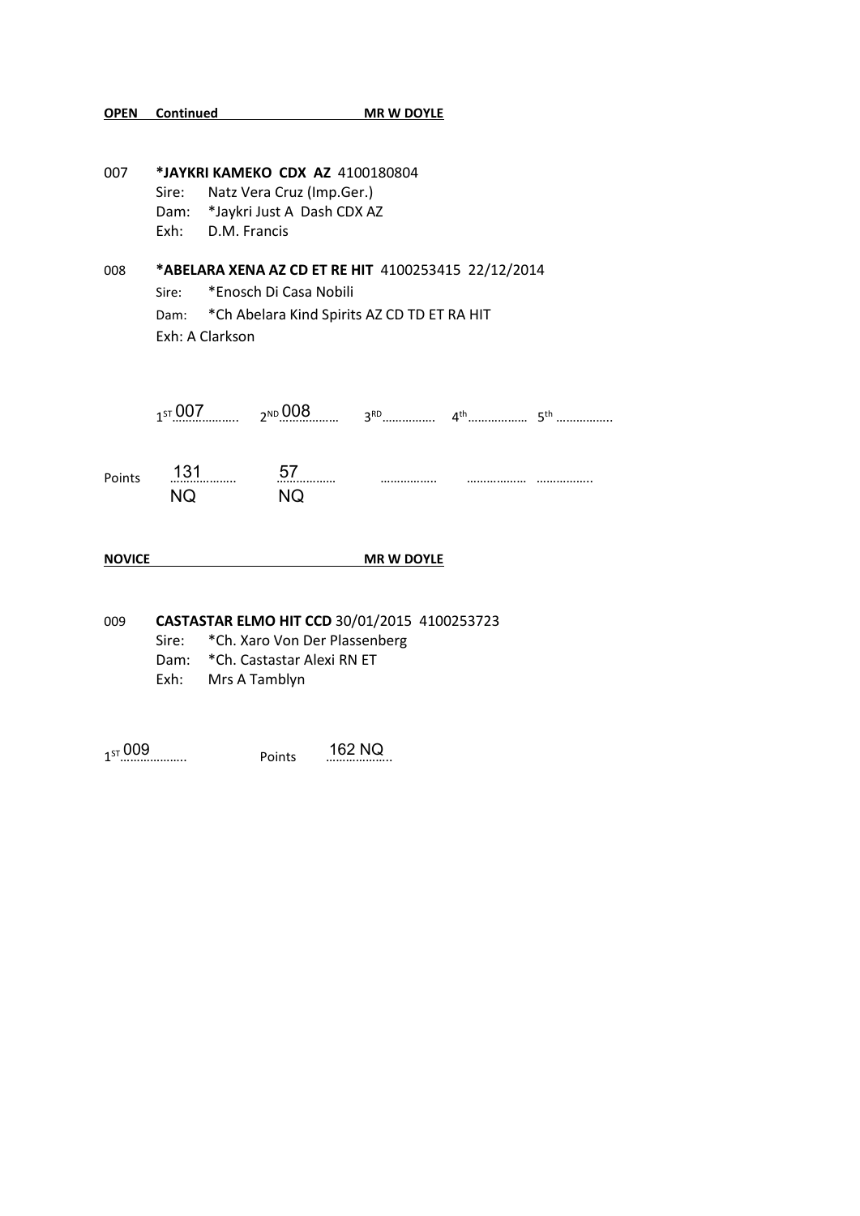**OPEN Continued** **MR W DOYLE**

007 **\*JAYKRI KAMEKO CDX AZ** 4100180804
Sire: Natz Vera Cruz (Imp.Ger.)
Dam: \*Jaykri Just A Dash CDX AZ
Exh: D.M. Francis

008 **\*ABELARA XENA AZ CD ET RE HIT** 4100253415 22/12/2014
Sire: \*Enosch Di Casa Nobili
Dam: \*Ch Abelara Kind Spirits AZ CD TD ET RA HIT
Exh: A Clarkson

| | 1ST | 2ND | 3RD | 4th | 5th |
|---|---|---|---|---|---|
| | 007 | 008 | ................ | ................ | ................ |
| Points | 131 NQ | 57 NQ | ................ | ................ | ................ |

**NOVICE** **MR W DOYLE**

009 **CASTASTAR ELMO HIT CCD** 30/01/2015 4100253723
Sire: \*Ch. Xaro Von Der Plassenberg
Dam: \*Ch. Castastar Alexi RN ET
Exh: Mrs A Tamblyn

1ST 009 Points 162 NQ